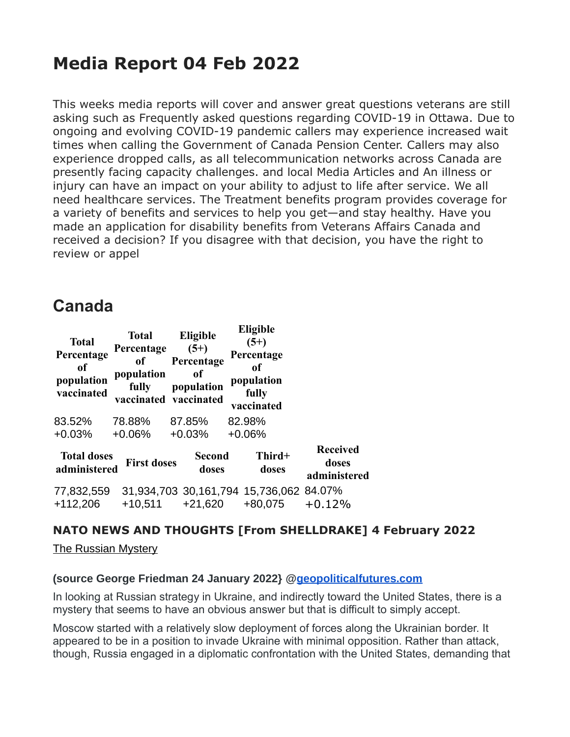# Media Report 04 Feb 2022

This weeks media reports will cover and answer great questions veterans are still asking such as Frequently asked questions regarding COVID-19 in Ottawa. Due to ongoing and evolving COVID-19 pandemic callers may experience increased wait times when calling the Government of Canada Pension Center. Callers may also experience dropped calls, as all telecommunication networks across Canada are presently facing capacity challenges. and local Media Articles and An illness or injury can have an impact on your ability to adjust to life after service. We all need healthcare services. The Treatment benefits program provides coverage for a variety of benefits and services to help you get—and stay healthy. Have you made an application for disability benefits from Veterans Affairs Canada and received a decision? If you disagree with that decision, you have the right to review or appel

## Canada

| Total Percentage of population vaccinated | Total Percentage of population fully vaccinated | Eligible (5+) Percentage of population vaccinated | Eligible (5+) Percentage of population fully vaccinated |
|---|---|---|---|
| 83.52% +0.03% | 78.88% +0.06% | 87.85% +0.03% | 82.98% +0.06% |

| Total doses administered | First doses | Second doses | Third+ doses | Received doses administered |
|---|---|---|---|---|
| 77,832,559 +112,206 | 31,934,703 +10,511 | 30,161,794 +21,620 | 15,736,062 +80,075 | 84.07% +0.12% |

### NATO NEWS AND THOUGHTS [From SHELLDRAKE] 4 February 2022

The Russian Mystery

**(source George Friedman 24 January 2022} @geopoliticalfutures.com**

In looking at Russian strategy in Ukraine, and indirectly toward the United States, there is a mystery that seems to have an obvious answer but that is difficult to simply accept.

Moscow started with a relatively slow deployment of forces along the Ukrainian border. It appeared to be in a position to invade Ukraine with minimal opposition. Rather than attack, though, Russia engaged in a diplomatic confrontation with the United States, demanding that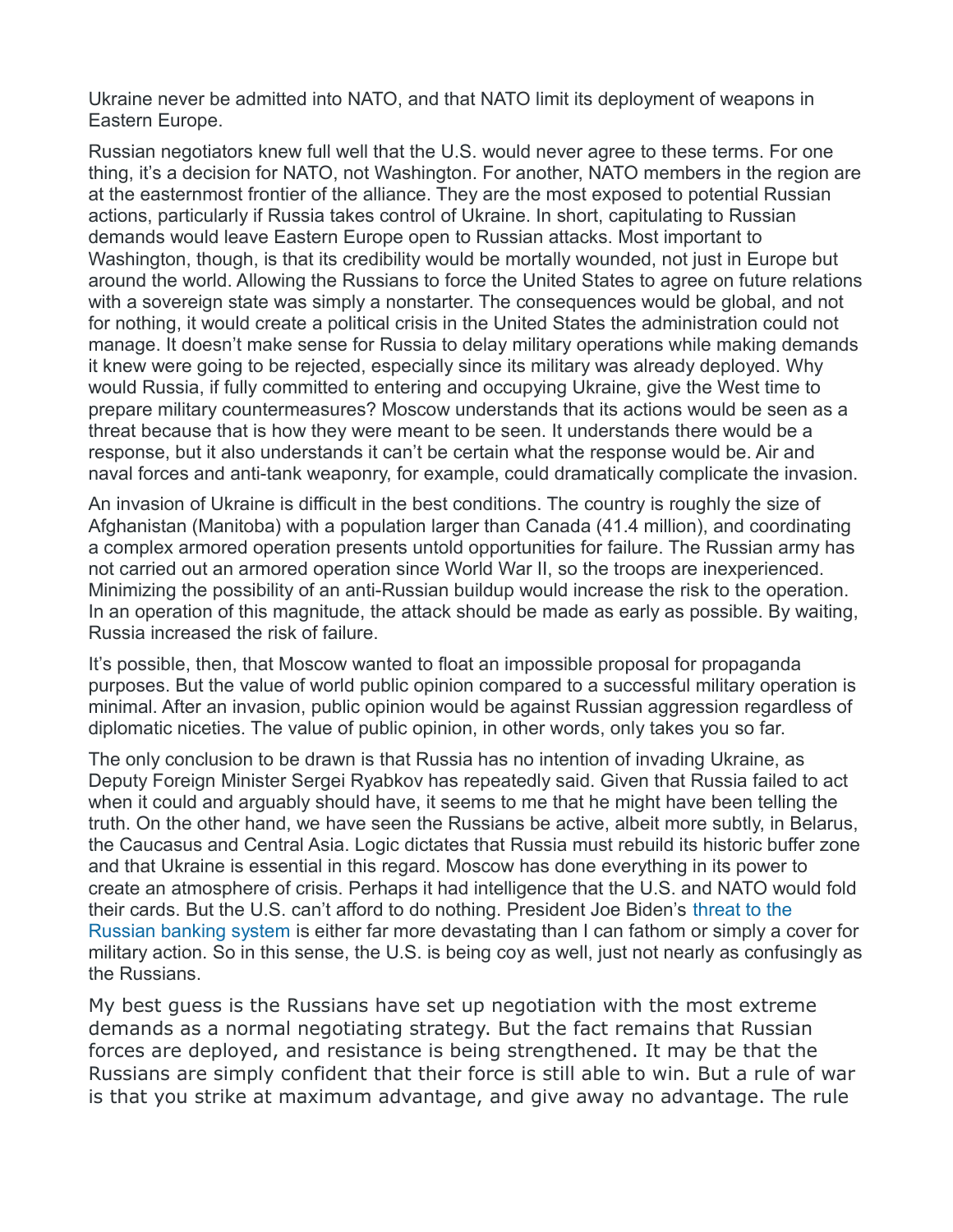Ukraine never be admitted into NATO, and that NATO limit its deployment of weapons in Eastern Europe.

Russian negotiators knew full well that the U.S. would never agree to these terms. For one thing, it's a decision for NATO, not Washington. For another, NATO members in the region are at the easternmost frontier of the alliance. They are the most exposed to potential Russian actions, particularly if Russia takes control of Ukraine. In short, capitulating to Russian demands would leave Eastern Europe open to Russian attacks. Most important to Washington, though, is that its credibility would be mortally wounded, not just in Europe but around the world. Allowing the Russians to force the United States to agree on future relations with a sovereign state was simply a nonstarter. The consequences would be global, and not for nothing, it would create a political crisis in the United States the administration could not manage. It doesn't make sense for Russia to delay military operations while making demands it knew were going to be rejected, especially since its military was already deployed. Why would Russia, if fully committed to entering and occupying Ukraine, give the West time to prepare military countermeasures? Moscow understands that its actions would be seen as a threat because that is how they were meant to be seen. It understands there would be a response, but it also understands it can't be certain what the response would be. Air and naval forces and anti-tank weaponry, for example, could dramatically complicate the invasion.

An invasion of Ukraine is difficult in the best conditions. The country is roughly the size of Afghanistan (Manitoba) with a population larger than Canada (41.4 million), and coordinating a complex armored operation presents untold opportunities for failure. The Russian army has not carried out an armored operation since World War II, so the troops are inexperienced. Minimizing the possibility of an anti-Russian buildup would increase the risk to the operation. In an operation of this magnitude, the attack should be made as early as possible. By waiting, Russia increased the risk of failure.

It's possible, then, that Moscow wanted to float an impossible proposal for propaganda purposes. But the value of world public opinion compared to a successful military operation is minimal. After an invasion, public opinion would be against Russian aggression regardless of diplomatic niceties. The value of public opinion, in other words, only takes you so far.

The only conclusion to be drawn is that Russia has no intention of invading Ukraine, as Deputy Foreign Minister Sergei Ryabkov has repeatedly said. Given that Russia failed to act when it could and arguably should have, it seems to me that he might have been telling the truth. On the other hand, we have seen the Russians be active, albeit more subtly, in Belarus, the Caucasus and Central Asia. Logic dictates that Russia must rebuild its historic buffer zone and that Ukraine is essential in this regard. Moscow has done everything in its power to create an atmosphere of crisis. Perhaps it had intelligence that the U.S. and NATO would fold their cards. But the U.S. can't afford to do nothing. President Joe Biden's threat to the Russian banking system is either far more devastating than I can fathom or simply a cover for military action. So in this sense, the U.S. is being coy as well, just not nearly as confusingly as the Russians.

My best guess is the Russians have set up negotiation with the most extreme demands as a normal negotiating strategy. But the fact remains that Russian forces are deployed, and resistance is being strengthened. It may be that the Russians are simply confident that their force is still able to win. But a rule of war is that you strike at maximum advantage, and give away no advantage. The rule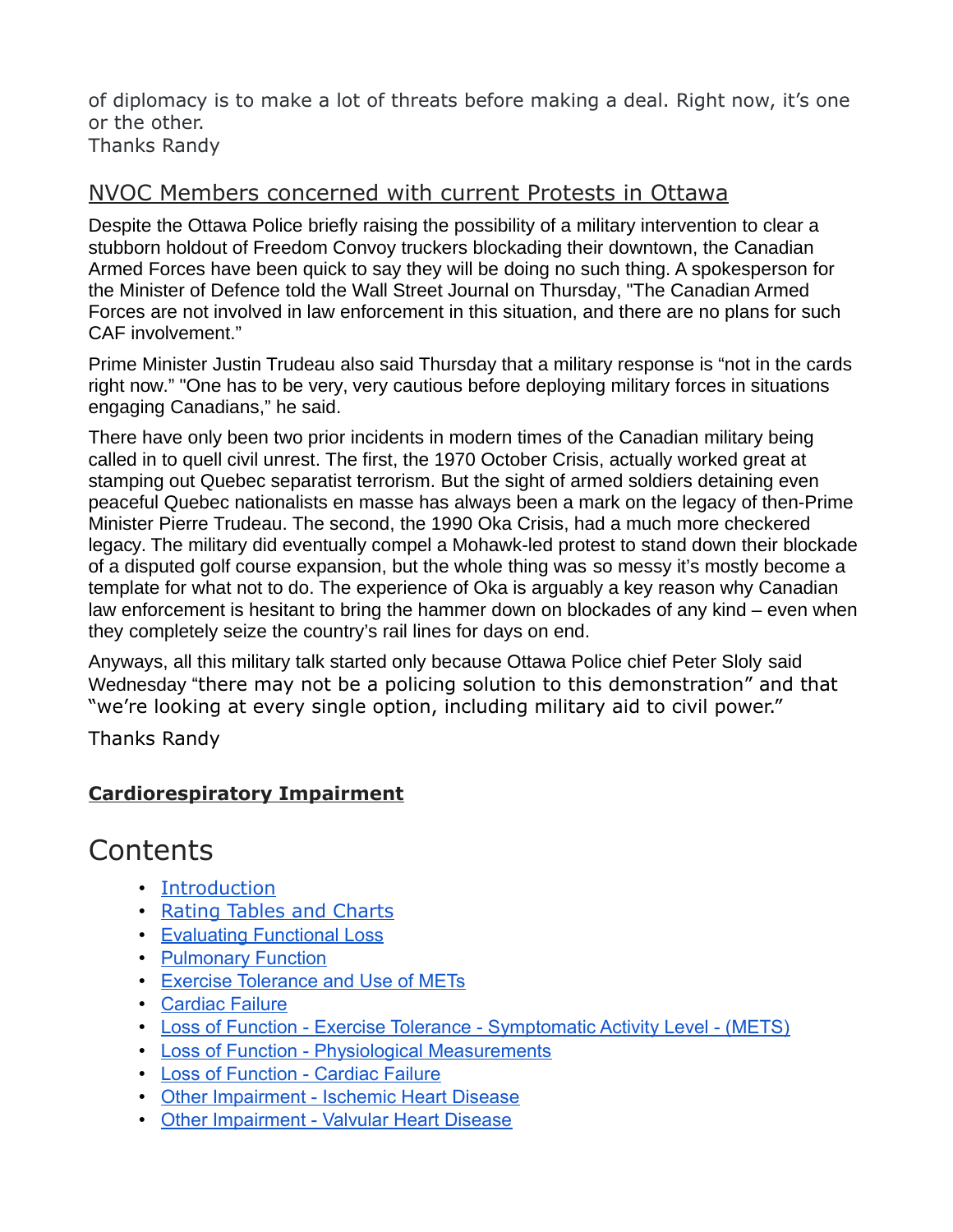of diplomacy is to make a lot of threats before making a deal. Right now, it's one or the other.
Thanks Randy

## NVOC Members concerned with current Protests in Ottawa

Despite the Ottawa Police briefly raising the possibility of a military intervention to clear a stubborn holdout of Freedom Convoy truckers blockading their downtown, the Canadian Armed Forces have been quick to say they will be doing no such thing. A spokesperson for the Minister of Defence told the Wall Street Journal on Thursday, "The Canadian Armed Forces are not involved in law enforcement in this situation, and there are no plans for such CAF involvement."

Prime Minister Justin Trudeau also said Thursday that a military response is "not in the cards right now." "One has to be very, very cautious before deploying military forces in situations engaging Canadians," he said.

There have only been two prior incidents in modern times of the Canadian military being called in to quell civil unrest. The first, the 1970 October Crisis, actually worked great at stamping out Quebec separatist terrorism. But the sight of armed soldiers detaining even peaceful Quebec nationalists en masse has always been a mark on the legacy of then-Prime Minister Pierre Trudeau. The second, the 1990 Oka Crisis, had a much more checkered legacy. The military did eventually compel a Mohawk-led protest to stand down their blockade of a disputed golf course expansion, but the whole thing was so messy it's mostly become a template for what not to do. The experience of Oka is arguably a key reason why Canadian law enforcement is hesitant to bring the hammer down on blockades of any kind – even when they completely seize the country's rail lines for days on end.

Anyways, all this military talk started only because Ottawa Police chief Peter Sloly said Wednesday "there may not be a policing solution to this demonstration" and that "we're looking at every single option, including military aid to civil power."

Thanks Randy

**Cardiorespiratory Impairment**

# Contents

- Introduction
- Rating Tables and Charts
- Evaluating Functional Loss
- Pulmonary Function
- Exercise Tolerance and Use of METs
- Cardiac Failure
- Loss of Function - Exercise Tolerance - Symptomatic Activity Level - (METS)
- Loss of Function - Physiological Measurements
- Loss of Function - Cardiac Failure
- Other Impairment - Ischemic Heart Disease
- Other Impairment - Valvular Heart Disease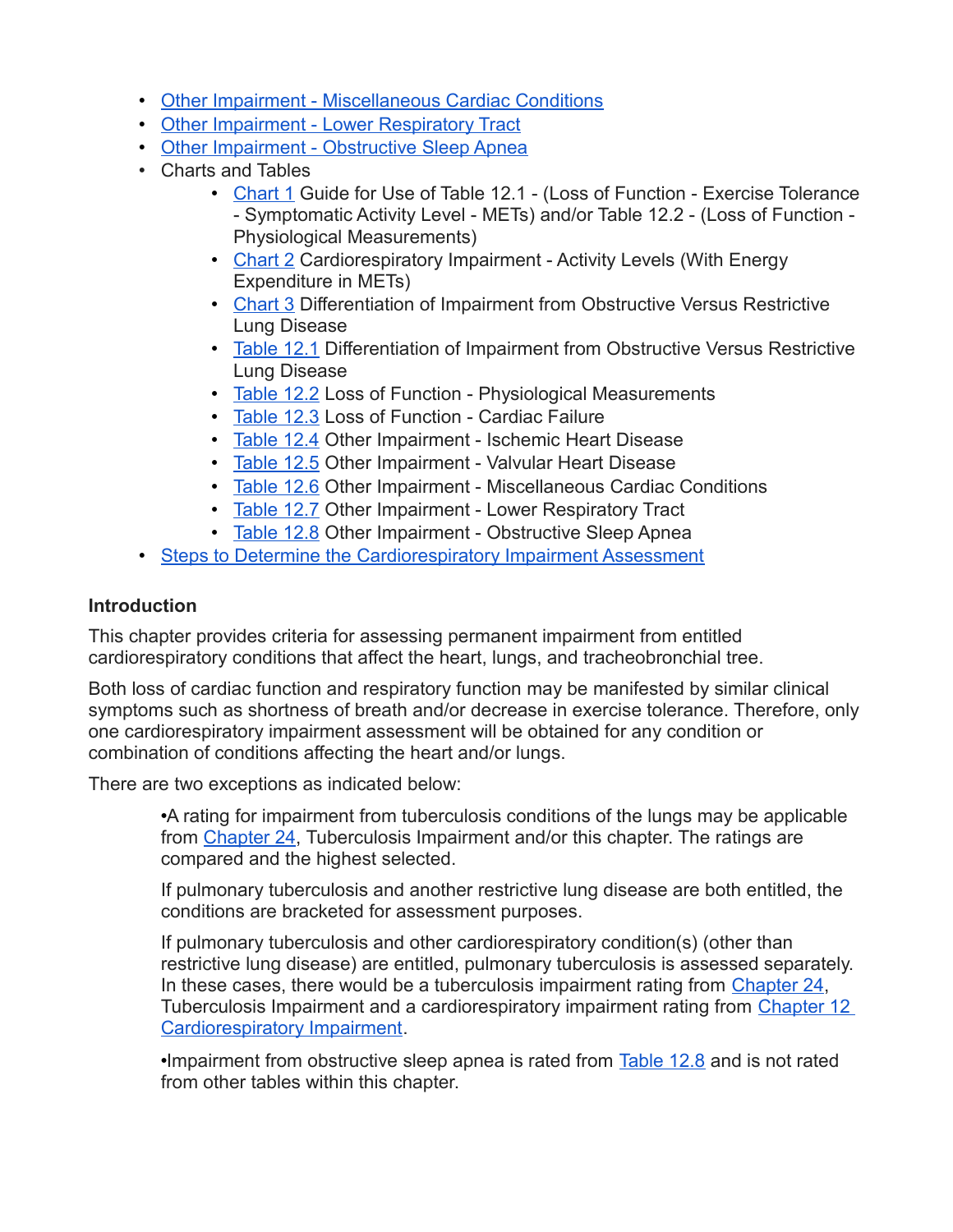- Other Impairment - Miscellaneous Cardiac Conditions
- Other Impairment - Lower Respiratory Tract
- Other Impairment - Obstructive Sleep Apnea
- Charts and Tables
  - Chart 1 Guide for Use of Table 12.1 - (Loss of Function - Exercise Tolerance - Symptomatic Activity Level - METs) and/or Table 12.2 - (Loss of Function - Physiological Measurements)
  - Chart 2 Cardiorespiratory Impairment - Activity Levels (With Energy Expenditure in METs)
  - Chart 3 Differentiation of Impairment from Obstructive Versus Restrictive Lung Disease
  - Table 12.1 Differentiation of Impairment from Obstructive Versus Restrictive Lung Disease
  - Table 12.2 Loss of Function - Physiological Measurements
  - Table 12.3 Loss of Function - Cardiac Failure
  - Table 12.4 Other Impairment - Ischemic Heart Disease
  - Table 12.5 Other Impairment - Valvular Heart Disease
  - Table 12.6 Other Impairment - Miscellaneous Cardiac Conditions
  - Table 12.7 Other Impairment - Lower Respiratory Tract
  - Table 12.8 Other Impairment - Obstructive Sleep Apnea
- Steps to Determine the Cardiorespiratory Impairment Assessment

**Introduction**

This chapter provides criteria for assessing permanent impairment from entitled cardiorespiratory conditions that affect the heart, lungs, and tracheobronchial tree.

Both loss of cardiac function and respiratory function may be manifested by similar clinical symptoms such as shortness of breath and/or decrease in exercise tolerance. Therefore, only one cardiorespiratory impairment assessment will be obtained for any condition or combination of conditions affecting the heart and/or lungs.

There are two exceptions as indicated below:

> •A rating for impairment from tuberculosis conditions of the lungs may be applicable from Chapter 24, Tuberculosis Impairment and/or this chapter. The ratings are compared and the highest selected.
>
> If pulmonary tuberculosis and another restrictive lung disease are both entitled, the conditions are bracketed for assessment purposes.
>
> If pulmonary tuberculosis and other cardiorespiratory condition(s) (other than restrictive lung disease) are entitled, pulmonary tuberculosis is assessed separately. In these cases, there would be a tuberculosis impairment rating from Chapter 24, Tuberculosis Impairment and a cardiorespiratory impairment rating from Chapter 12 Cardiorespiratory Impairment.
>
> •Impairment from obstructive sleep apnea is rated from Table 12.8 and is not rated from other tables within this chapter.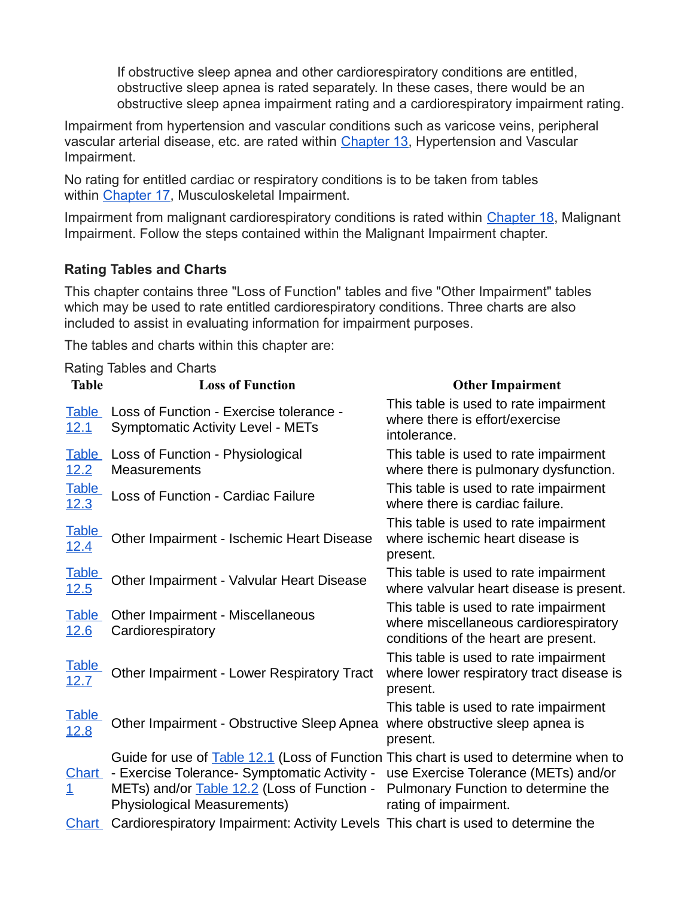If obstructive sleep apnea and other cardiorespiratory conditions are entitled, obstructive sleep apnea is rated separately. In these cases, there would be an obstructive sleep apnea impairment rating and a cardiorespiratory impairment rating.

Impairment from hypertension and vascular conditions such as varicose veins, peripheral vascular arterial disease, etc. are rated within Chapter 13, Hypertension and Vascular Impairment.

No rating for entitled cardiac or respiratory conditions is to be taken from tables within Chapter 17, Musculoskeletal Impairment.

Impairment from malignant cardiorespiratory conditions is rated within Chapter 18, Malignant Impairment. Follow the steps contained within the Malignant Impairment chapter.

### Rating Tables and Charts

This chapter contains three "Loss of Function" tables and five "Other Impairment" tables which may be used to rate entitled cardiorespiratory conditions. Three charts are also included to assist in evaluating information for impairment purposes.

The tables and charts within this chapter are:

Rating Tables and Charts

| Table | Loss of Function | Other Impairment |
|---|---|---|
| Table 12.1 | Loss of Function - Exercise tolerance - Symptomatic Activity Level - METs | This table is used to rate impairment where there is effort/exercise intolerance. |
| Table 12.2 | Loss of Function - Physiological Measurements | This table is used to rate impairment where there is pulmonary dysfunction. |
| Table 12.3 | Loss of Function - Cardiac Failure | This table is used to rate impairment where there is cardiac failure. |
| Table 12.4 | Other Impairment - Ischemic Heart Disease | This table is used to rate impairment where ischemic heart disease is present. |
| Table 12.5 | Other Impairment - Valvular Heart Disease | This table is used to rate impairment where valvular heart disease is present. |
| Table 12.6 | Other Impairment - Miscellaneous Cardiorespiratory | This table is used to rate impairment where miscellaneous cardiorespiratory conditions of the heart are present. |
| Table 12.7 | Other Impairment - Lower Respiratory Tract | This table is used to rate impairment where lower respiratory tract disease is present. |
| Table 12.8 | Other Impairment - Obstructive Sleep Apnea | This table is used to rate impairment where obstructive sleep apnea is present. |
| Chart 1 | Guide for use of Table 12.1 (Loss of Function - Exercise Tolerance- Symptomatic Activity - METs) and/or Table 12.2 (Loss of Function - Physiological Measurements) | This chart is used to determine when to use Exercise Tolerance (METs) and/or Pulmonary Function to determine the rating of impairment. |
| Chart | Cardiorespiratory Impairment: Activity Levels | This chart is used to determine the |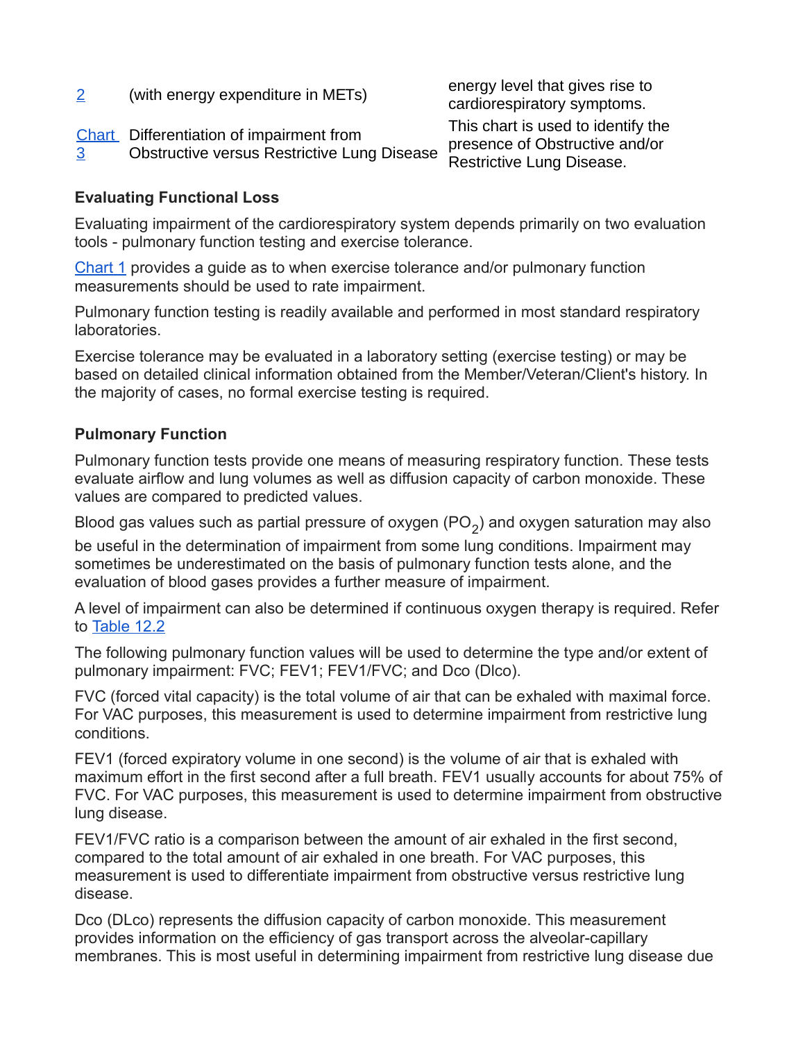| | | |
|---|---|---|
| 2 | (with energy expenditure in METs) | energy level that gives rise to cardiorespiratory symptoms. |
| Chart 3 | Differentiation of impairment from Obstructive versus Restrictive Lung Disease | This chart is used to identify the presence of Obstructive and/or Restrictive Lung Disease. |

**Evaluating Functional Loss**

Evaluating impairment of the cardiorespiratory system depends primarily on two evaluation tools - pulmonary function testing and exercise tolerance.

Chart 1 provides a guide as to when exercise tolerance and/or pulmonary function measurements should be used to rate impairment.

Pulmonary function testing is readily available and performed in most standard respiratory laboratories.

Exercise tolerance may be evaluated in a laboratory setting (exercise testing) or may be based on detailed clinical information obtained from the Member/Veteran/Client's history. In the majority of cases, no formal exercise testing is required.

**Pulmonary Function**

Pulmonary function tests provide one means of measuring respiratory function. These tests evaluate airflow and lung volumes as well as diffusion capacity of carbon monoxide. These values are compared to predicted values.

Blood gas values such as partial pressure of oxygen ($PO_2$) and oxygen saturation may also be useful in the determination of impairment from some lung conditions. Impairment may sometimes be underestimated on the basis of pulmonary function tests alone, and the evaluation of blood gases provides a further measure of impairment.

A level of impairment can also be determined if continuous oxygen therapy is required. Refer to Table 12.2

The following pulmonary function values will be used to determine the type and/or extent of pulmonary impairment: FVC; FEV1; FEV1/FVC; and Dco (Dlco).

FVC (forced vital capacity) is the total volume of air that can be exhaled with maximal force. For VAC purposes, this measurement is used to determine impairment from restrictive lung conditions.

FEV1 (forced expiratory volume in one second) is the volume of air that is exhaled with maximum effort in the first second after a full breath. FEV1 usually accounts for about 75% of FVC. For VAC purposes, this measurement is used to determine impairment from obstructive lung disease.

FEV1/FVC ratio is a comparison between the amount of air exhaled in the first second, compared to the total amount of air exhaled in one breath. For VAC purposes, this measurement is used to differentiate impairment from obstructive versus restrictive lung disease.

Dco (DLco) represents the diffusion capacity of carbon monoxide. This measurement provides information on the efficiency of gas transport across the alveolar-capillary membranes. This is most useful in determining impairment from restrictive lung disease due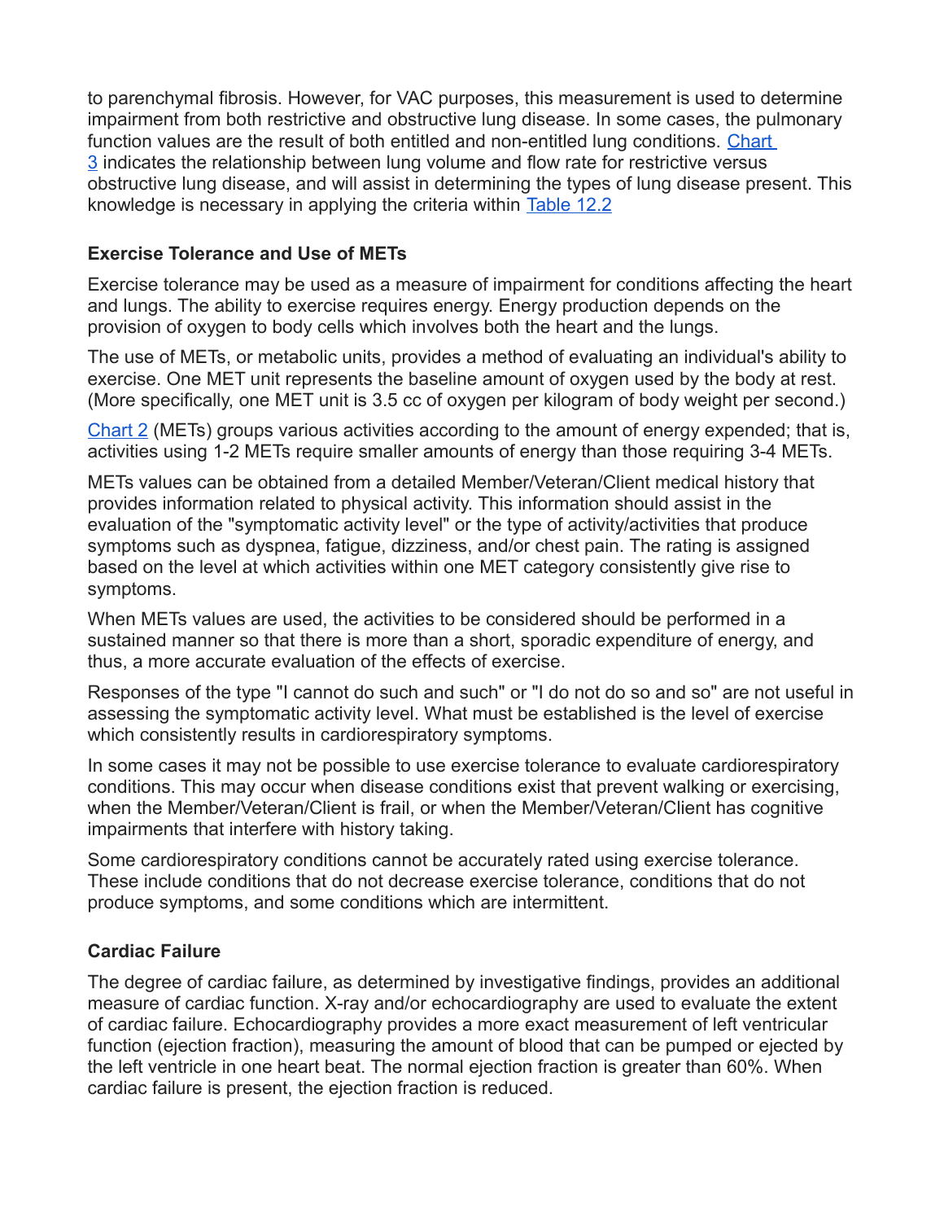to parenchymal fibrosis. However, for VAC purposes, this measurement is used to determine impairment from both restrictive and obstructive lung disease. In some cases, the pulmonary function values are the result of both entitled and non-entitled lung conditions. Chart 3 indicates the relationship between lung volume and flow rate for restrictive versus obstructive lung disease, and will assist in determining the types of lung disease present. This knowledge is necessary in applying the criteria within Table 12.2

### Exercise Tolerance and Use of METs

Exercise tolerance may be used as a measure of impairment for conditions affecting the heart and lungs. The ability to exercise requires energy. Energy production depends on the provision of oxygen to body cells which involves both the heart and the lungs.

The use of METs, or metabolic units, provides a method of evaluating an individual's ability to exercise. One MET unit represents the baseline amount of oxygen used by the body at rest. (More specifically, one MET unit is 3.5 cc of oxygen per kilogram of body weight per second.)

Chart 2 (METs) groups various activities according to the amount of energy expended; that is, activities using 1-2 METs require smaller amounts of energy than those requiring 3-4 METs.

METs values can be obtained from a detailed Member/Veteran/Client medical history that provides information related to physical activity. This information should assist in the evaluation of the "symptomatic activity level" or the type of activity/activities that produce symptoms such as dyspnea, fatigue, dizziness, and/or chest pain. The rating is assigned based on the level at which activities within one MET category consistently give rise to symptoms.

When METs values are used, the activities to be considered should be performed in a sustained manner so that there is more than a short, sporadic expenditure of energy, and thus, a more accurate evaluation of the effects of exercise.

Responses of the type "I cannot do such and such" or "I do not do so and so" are not useful in assessing the symptomatic activity level. What must be established is the level of exercise which consistently results in cardiorespiratory symptoms.

In some cases it may not be possible to use exercise tolerance to evaluate cardiorespiratory conditions. This may occur when disease conditions exist that prevent walking or exercising, when the Member/Veteran/Client is frail, or when the Member/Veteran/Client has cognitive impairments that interfere with history taking.

Some cardiorespiratory conditions cannot be accurately rated using exercise tolerance. These include conditions that do not decrease exercise tolerance, conditions that do not produce symptoms, and some conditions which are intermittent.

### Cardiac Failure

The degree of cardiac failure, as determined by investigative findings, provides an additional measure of cardiac function. X-ray and/or echocardiography are used to evaluate the extent of cardiac failure. Echocardiography provides a more exact measurement of left ventricular function (ejection fraction), measuring the amount of blood that can be pumped or ejected by the left ventricle in one heart beat. The normal ejection fraction is greater than 60%. When cardiac failure is present, the ejection fraction is reduced.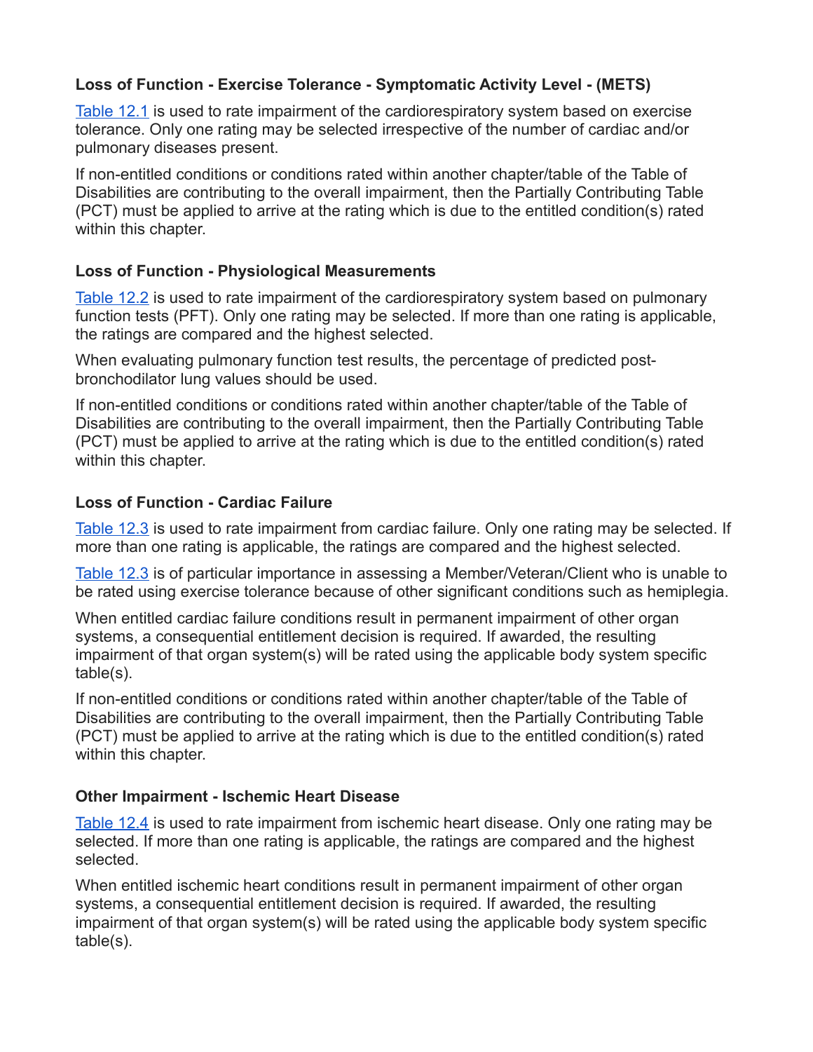### Loss of Function - Exercise Tolerance - Symptomatic Activity Level - (METS)

Table 12.1 is used to rate impairment of the cardiorespiratory system based on exercise tolerance. Only one rating may be selected irrespective of the number of cardiac and/or pulmonary diseases present.

If non-entitled conditions or conditions rated within another chapter/table of the Table of Disabilities are contributing to the overall impairment, then the Partially Contributing Table (PCT) must be applied to arrive at the rating which is due to the entitled condition(s) rated within this chapter.

### Loss of Function - Physiological Measurements

Table 12.2 is used to rate impairment of the cardiorespiratory system based on pulmonary function tests (PFT). Only one rating may be selected. If more than one rating is applicable, the ratings are compared and the highest selected.

When evaluating pulmonary function test results, the percentage of predicted post-bronchodilator lung values should be used.

If non-entitled conditions or conditions rated within another chapter/table of the Table of Disabilities are contributing to the overall impairment, then the Partially Contributing Table (PCT) must be applied to arrive at the rating which is due to the entitled condition(s) rated within this chapter.

### Loss of Function - Cardiac Failure

Table 12.3 is used to rate impairment from cardiac failure. Only one rating may be selected. If more than one rating is applicable, the ratings are compared and the highest selected.

Table 12.3 is of particular importance in assessing a Member/Veteran/Client who is unable to be rated using exercise tolerance because of other significant conditions such as hemiplegia.

When entitled cardiac failure conditions result in permanent impairment of other organ systems, a consequential entitlement decision is required. If awarded, the resulting impairment of that organ system(s) will be rated using the applicable body system specific table(s).

If non-entitled conditions or conditions rated within another chapter/table of the Table of Disabilities are contributing to the overall impairment, then the Partially Contributing Table (PCT) must be applied to arrive at the rating which is due to the entitled condition(s) rated within this chapter.

### Other Impairment - Ischemic Heart Disease

Table 12.4 is used to rate impairment from ischemic heart disease. Only one rating may be selected. If more than one rating is applicable, the ratings are compared and the highest selected.

When entitled ischemic heart conditions result in permanent impairment of other organ systems, a consequential entitlement decision is required. If awarded, the resulting impairment of that organ system(s) will be rated using the applicable body system specific table(s).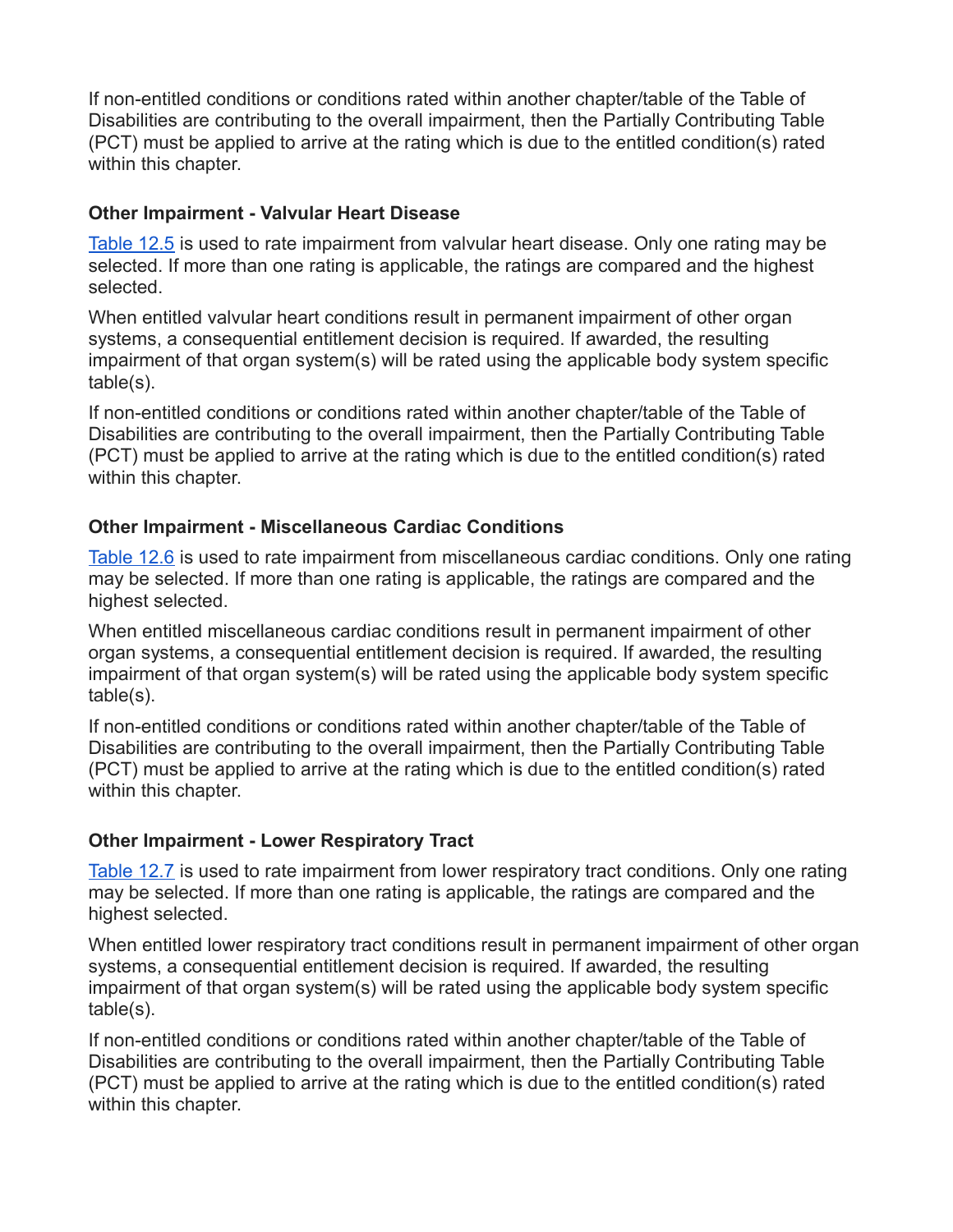If non-entitled conditions or conditions rated within another chapter/table of the Table of Disabilities are contributing to the overall impairment, then the Partially Contributing Table (PCT) must be applied to arrive at the rating which is due to the entitled condition(s) rated within this chapter.

### Other Impairment - Valvular Heart Disease

Table 12.5 is used to rate impairment from valvular heart disease. Only one rating may be selected. If more than one rating is applicable, the ratings are compared and the highest selected.

When entitled valvular heart conditions result in permanent impairment of other organ systems, a consequential entitlement decision is required. If awarded, the resulting impairment of that organ system(s) will be rated using the applicable body system specific table(s).

If non-entitled conditions or conditions rated within another chapter/table of the Table of Disabilities are contributing to the overall impairment, then the Partially Contributing Table (PCT) must be applied to arrive at the rating which is due to the entitled condition(s) rated within this chapter.

### Other Impairment - Miscellaneous Cardiac Conditions

Table 12.6 is used to rate impairment from miscellaneous cardiac conditions. Only one rating may be selected. If more than one rating is applicable, the ratings are compared and the highest selected.

When entitled miscellaneous cardiac conditions result in permanent impairment of other organ systems, a consequential entitlement decision is required. If awarded, the resulting impairment of that organ system(s) will be rated using the applicable body system specific table(s).

If non-entitled conditions or conditions rated within another chapter/table of the Table of Disabilities are contributing to the overall impairment, then the Partially Contributing Table (PCT) must be applied to arrive at the rating which is due to the entitled condition(s) rated within this chapter.

### Other Impairment - Lower Respiratory Tract

Table 12.7 is used to rate impairment from lower respiratory tract conditions. Only one rating may be selected. If more than one rating is applicable, the ratings are compared and the highest selected.

When entitled lower respiratory tract conditions result in permanent impairment of other organ systems, a consequential entitlement decision is required. If awarded, the resulting impairment of that organ system(s) will be rated using the applicable body system specific table(s).

If non-entitled conditions or conditions rated within another chapter/table of the Table of Disabilities are contributing to the overall impairment, then the Partially Contributing Table (PCT) must be applied to arrive at the rating which is due to the entitled condition(s) rated within this chapter.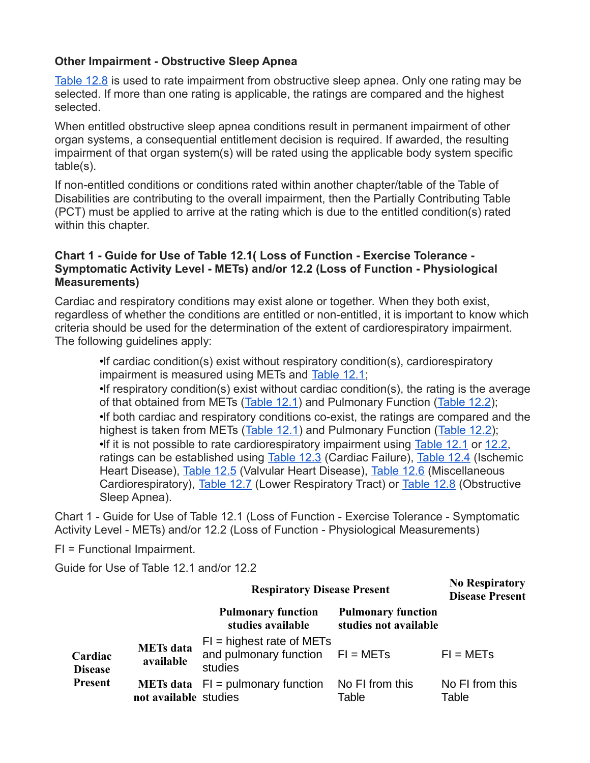### Other Impairment - Obstructive Sleep Apnea

[Table 12.8](#) is used to rate impairment from obstructive sleep apnea. Only one rating may be selected. If more than one rating is applicable, the ratings are compared and the highest selected.

When entitled obstructive sleep apnea conditions result in permanent impairment of other organ systems, a consequential entitlement decision is required. If awarded, the resulting impairment of that organ system(s) will be rated using the applicable body system specific table(s).

If non-entitled conditions or conditions rated within another chapter/table of the Table of Disabilities are contributing to the overall impairment, then the Partially Contributing Table (PCT) must be applied to arrive at the rating which is due to the entitled condition(s) rated within this chapter.

### Chart 1 - Guide for Use of Table 12.1( Loss of Function - Exercise Tolerance - Symptomatic Activity Level - METs) and/or 12.2 (Loss of Function - Physiological Measurements)

Cardiac and respiratory conditions may exist alone or together. When they both exist, regardless of whether the conditions are entitled or non-entitled, it is important to know which criteria should be used for the determination of the extent of cardiorespiratory impairment. The following guidelines apply:

- If cardiac condition(s) exist without respiratory condition(s), cardiorespiratory impairment is measured using METs and Table 12.1;
- If respiratory condition(s) exist without cardiac condition(s), the rating is the average of that obtained from METs (Table 12.1) and Pulmonary Function (Table 12.2);
- If both cardiac and respiratory conditions co-exist, the ratings are compared and the highest is taken from METs (Table 12.1) and Pulmonary Function (Table 12.2);
- If it is not possible to rate cardiorespiratory impairment using Table 12.1 or 12.2, ratings can be established using Table 12.3 (Cardiac Failure), Table 12.4 (Ischemic Heart Disease), Table 12.5 (Valvular Heart Disease), Table 12.6 (Miscellaneous Cardiorespiratory), Table 12.7 (Lower Respiratory Tract) or Table 12.8 (Obstructive Sleep Apnea).

Chart 1 - Guide for Use of Table 12.1 (Loss of Function - Exercise Tolerance - Symptomatic Activity Level - METs) and/or 12.2 (Loss of Function - Physiological Measurements)

FI = Functional Impairment.

Guide for Use of Table 12.1 and/or 12.2

| | | Respiratory Disease Present | | No Respiratory Disease Present |
|---|---|---|---|---|
| | | Pulmonary function studies available | Pulmonary function studies not available | |
| Cardiac Disease Present | METs data available | FI = highest rate of METs and pulmonary function studies | FI = METs | FI = METs |
| | METs data not available | FI = pulmonary function studies | No FI from this Table | No FI from this Table |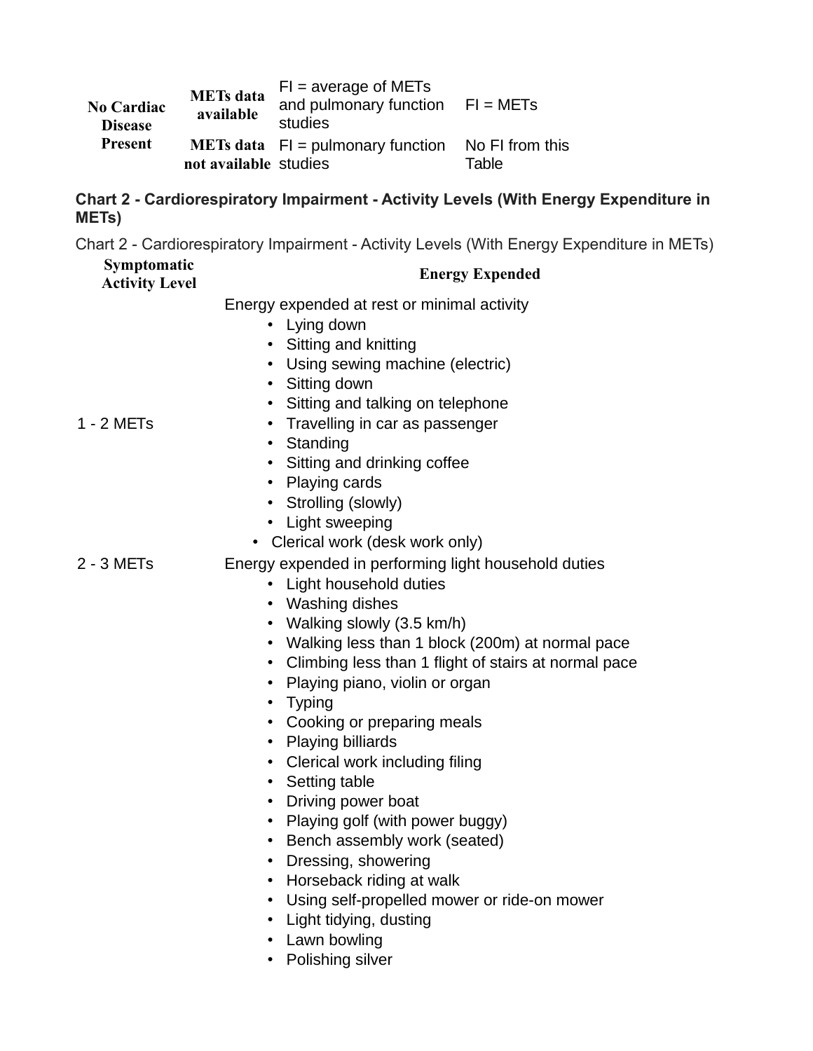| No Cardiac Disease Present | METs data available | FI = average of METs and pulmonary function studies | FI = METs |
|---|---|---|---|
| | METs data not available | FI = pulmonary function studies | No FI from this Table |

**Chart 2 - Cardiorespiratory Impairment - Activity Levels (With Energy Expenditure in METs)**

Chart 2 - Cardiorespiratory Impairment - Activity Levels (With Energy Expenditure in METs)

| Symptomatic Activity Level | Energy Expended |
|---|---|
| 1 - 2 METs | Energy expended at rest or minimal activity<br>• Lying down<br>• Sitting and knitting<br>• Using sewing machine (electric)<br>• Sitting down<br>• Sitting and talking on telephone<br>• Travelling in car as passenger<br>• Standing<br>• Sitting and drinking coffee<br>• Playing cards<br>• Strolling (slowly)<br>• Light sweeping<br>• Clerical work (desk work only) |
| 2 - 3 METs | Energy expended in performing light household duties<br>• Light household duties<br>• Washing dishes<br>• Walking slowly (3.5 km/h)<br>• Walking less than 1 block (200m) at normal pace<br>• Climbing less than 1 flight of stairs at normal pace<br>• Playing piano, violin or organ<br>• Typing<br>• Cooking or preparing meals<br>• Playing billiards<br>• Clerical work including filing<br>• Setting table<br>• Driving power boat<br>• Playing golf (with power buggy)<br>• Bench assembly work (seated)<br>• Dressing, showering<br>• Horseback riding at walk<br>• Using self-propelled mower or ride-on mower<br>• Light tidying, dusting<br>• Lawn bowling<br>• Polishing silver |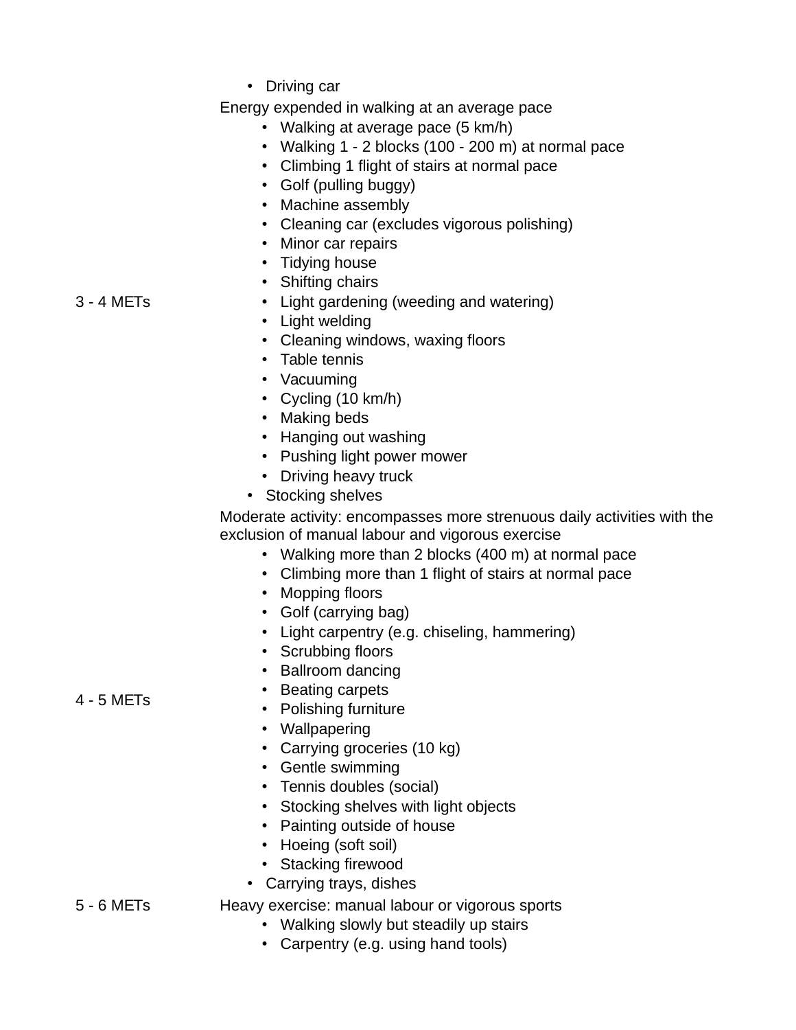| | |
|---|---|
| | • Driving car |
| 3 - 4 METs | Energy expended in walking at an average pace<br>• Walking at average pace (5 km/h)<br>• Walking 1 - 2 blocks (100 - 200 m) at normal pace<br>• Climbing 1 flight of stairs at normal pace<br>• Golf (pulling buggy)<br>• Machine assembly<br>• Cleaning car (excludes vigorous polishing)<br>• Minor car repairs<br>• Tidying house<br>• Shifting chairs<br>• Light gardening (weeding and watering)<br>• Light welding<br>• Cleaning windows, waxing floors<br>• Table tennis<br>• Vacuuming<br>• Cycling (10 km/h)<br>• Making beds<br>• Hanging out washing<br>• Pushing light power mower<br>• Driving heavy truck<br>• Stocking shelves |
| 4 - 5 METs | Moderate activity: encompasses more strenuous daily activities with the exclusion of manual labour and vigorous exercise<br>• Walking more than 2 blocks (400 m) at normal pace<br>• Climbing more than 1 flight of stairs at normal pace<br>• Mopping floors<br>• Golf (carrying bag)<br>• Light carpentry (e.g. chiseling, hammering)<br>• Scrubbing floors<br>• Ballroom dancing<br>• Beating carpets<br>• Polishing furniture<br>• Wallpapering<br>• Carrying groceries (10 kg)<br>• Gentle swimming<br>• Tennis doubles (social)<br>• Stocking shelves with light objects<br>• Painting outside of house<br>• Hoeing (soft soil)<br>• Stacking firewood<br>• Carrying trays, dishes |
| 5 - 6 METs | Heavy exercise: manual labour or vigorous sports<br>• Walking slowly but steadily up stairs<br>• Carpentry (e.g. using hand tools) |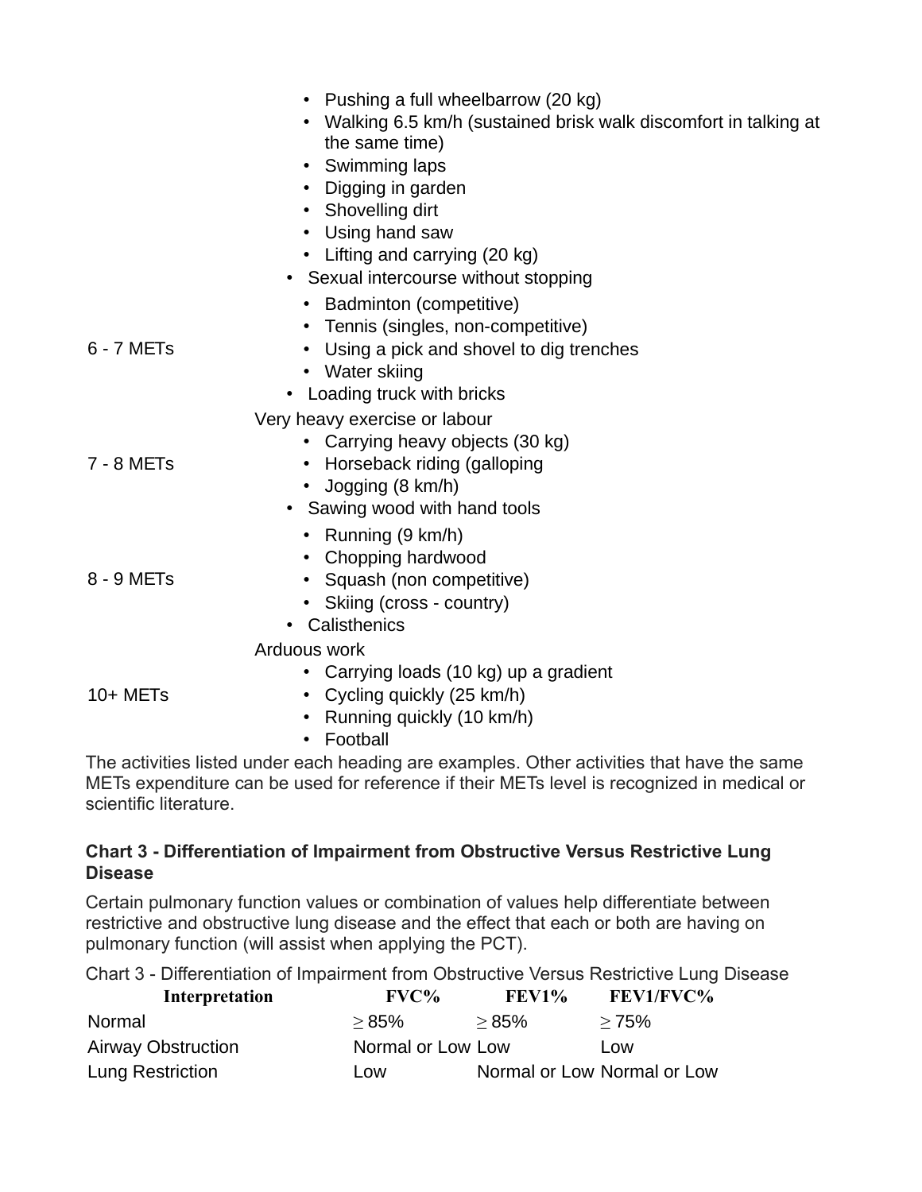|  |  |
| --- | --- |
|  | • Pushing a full wheelbarrow (20 kg)<br>• Walking 6.5 km/h (sustained brisk walk discomfort in talking at the same time)<br>• Swimming laps<br>• Digging in garden<br>• Shovelling dirt<br>• Using hand saw<br>• Lifting and carrying (20 kg)<br>• Sexual intercourse without stopping |
| 6 - 7 METs | • Badminton (competitive)<br>• Tennis (singles, non-competitive)<br>• Using a pick and shovel to dig trenches<br>• Water skiing<br>• Loading truck with bricks |
| 7 - 8 METs | Very heavy exercise or labour<br>• Carrying heavy objects (30 kg)<br>• Horseback riding (galloping<br>• Jogging (8 km/h)<br>• Sawing wood with hand tools |
| 8 - 9 METs | • Running (9 km/h)<br>• Chopping hardwood<br>• Squash (non competitive)<br>• Skiing (cross - country)<br>• Calisthenics |
| 10+ METs | Arduous work<br>• Carrying loads (10 kg) up a gradient<br>• Cycling quickly (25 km/h)<br>• Running quickly (10 km/h)<br>• Football |

The activities listed under each heading are examples. Other activities that have the same METs expenditure can be used for reference if their METs level is recognized in medical or scientific literature.

### Chart 3 - Differentiation of Impairment from Obstructive Versus Restrictive Lung Disease

Certain pulmonary function values or combination of values help differentiate between restrictive and obstructive lung disease and the effect that each or both are having on pulmonary function (will assist when applying the PCT).

Chart 3 - Differentiation of Impairment from Obstructive Versus Restrictive Lung Disease

| Interpretation | FVC% | FEV1% | FEV1/FVC% |
| --- | --- | --- | --- |
| Normal | ≥ 85% | ≥ 85% | ≥ 75% |
| Airway Obstruction | Normal or Low | Low | Low |
| Lung Restriction | Low | Normal or Low | Normal or Low |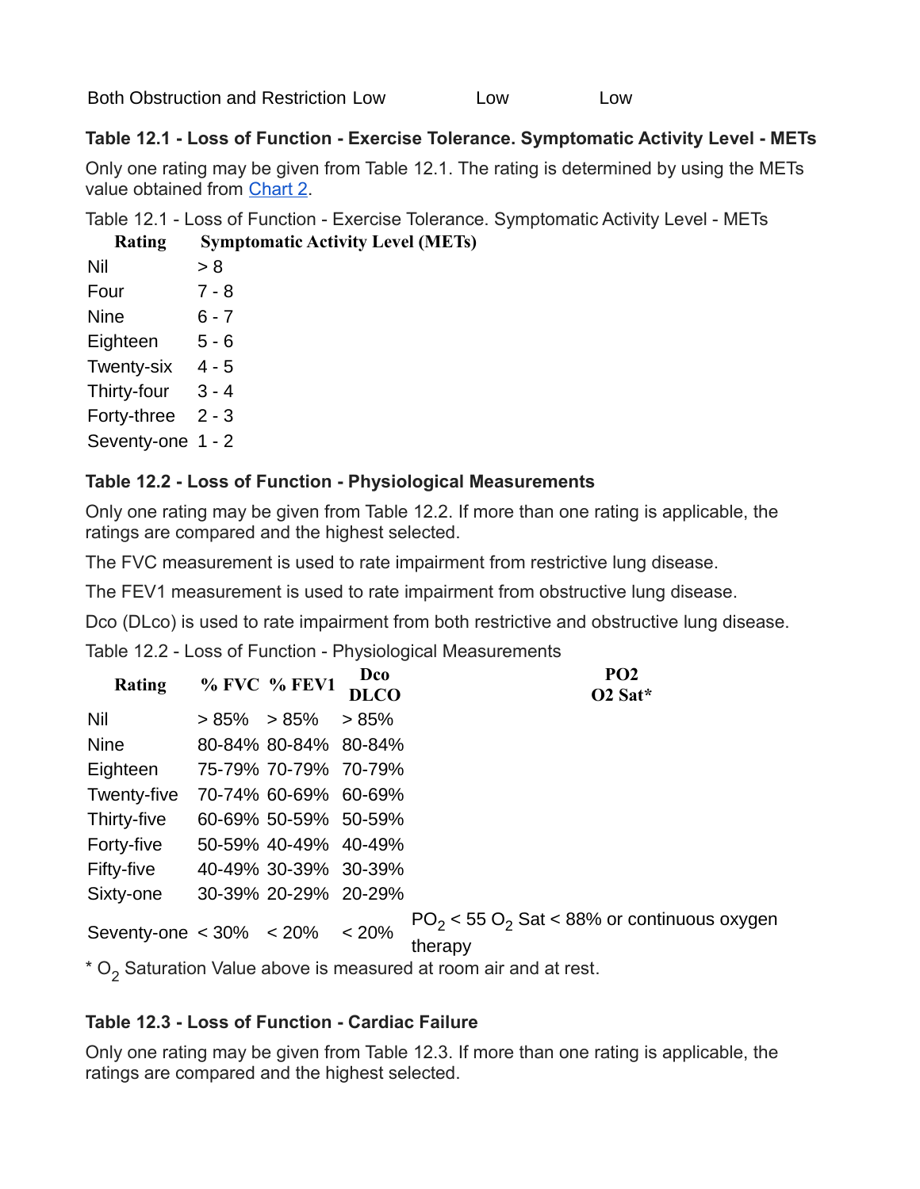| Both Obstruction and Restriction | Low | Low | Low |
|---|---|---|---|

### Table 12.1 - Loss of Function - Exercise Tolerance. Symptomatic Activity Level - METs

Only one rating may be given from Table 12.1. The rating is determined by using the METs value obtained from Chart 2.

Table 12.1 - Loss of Function - Exercise Tolerance. Symptomatic Activity Level - METs

| Rating | Symptomatic Activity Level (METs) |
|---|---|
| Nil | > 8 |
| Four | 7 - 8 |
| Nine | 6 - 7 |
| Eighteen | 5 - 6 |
| Twenty-six | 4 - 5 |
| Thirty-four | 3 - 4 |
| Forty-three | 2 - 3 |
| Seventy-one | 1 - 2 |

### Table 12.2 - Loss of Function - Physiological Measurements

Only one rating may be given from Table 12.2. If more than one rating is applicable, the ratings are compared and the highest selected.

The FVC measurement is used to rate impairment from restrictive lung disease.

The FEV1 measurement is used to rate impairment from obstructive lung disease.

Dco (DLco) is used to rate impairment from both restrictive and obstructive lung disease.

Table 12.2 - Loss of Function - Physiological Measurements

| Rating | % FVC | % FEV1 | Dco DLCO | PO2 O2 Sat* |
|---|---|---|---|---|
| Nil | > 85% | > 85% | > 85% | |
| Nine | 80-84% | 80-84% | 80-84% | |
| Eighteen | 75-79% | 70-79% | 70-79% | |
| Twenty-five | 70-74% | 60-69% | 60-69% | |
| Thirty-five | 60-69% | 50-59% | 50-59% | |
| Forty-five | 50-59% | 40-49% | 40-49% | |
| Fifty-five | 40-49% | 30-39% | 30-39% | |
| Sixty-one | 30-39% | 20-29% | 20-29% | |
| Seventy-one | < 30% | < 20% | < 20% | $PO_2$ < 55 $O_2$ Sat < 88% or continuous oxygen therapy |

* $O_2$ Saturation Value above is measured at room air and at rest.

### Table 12.3 - Loss of Function - Cardiac Failure

Only one rating may be given from Table 12.3. If more than one rating is applicable, the ratings are compared and the highest selected.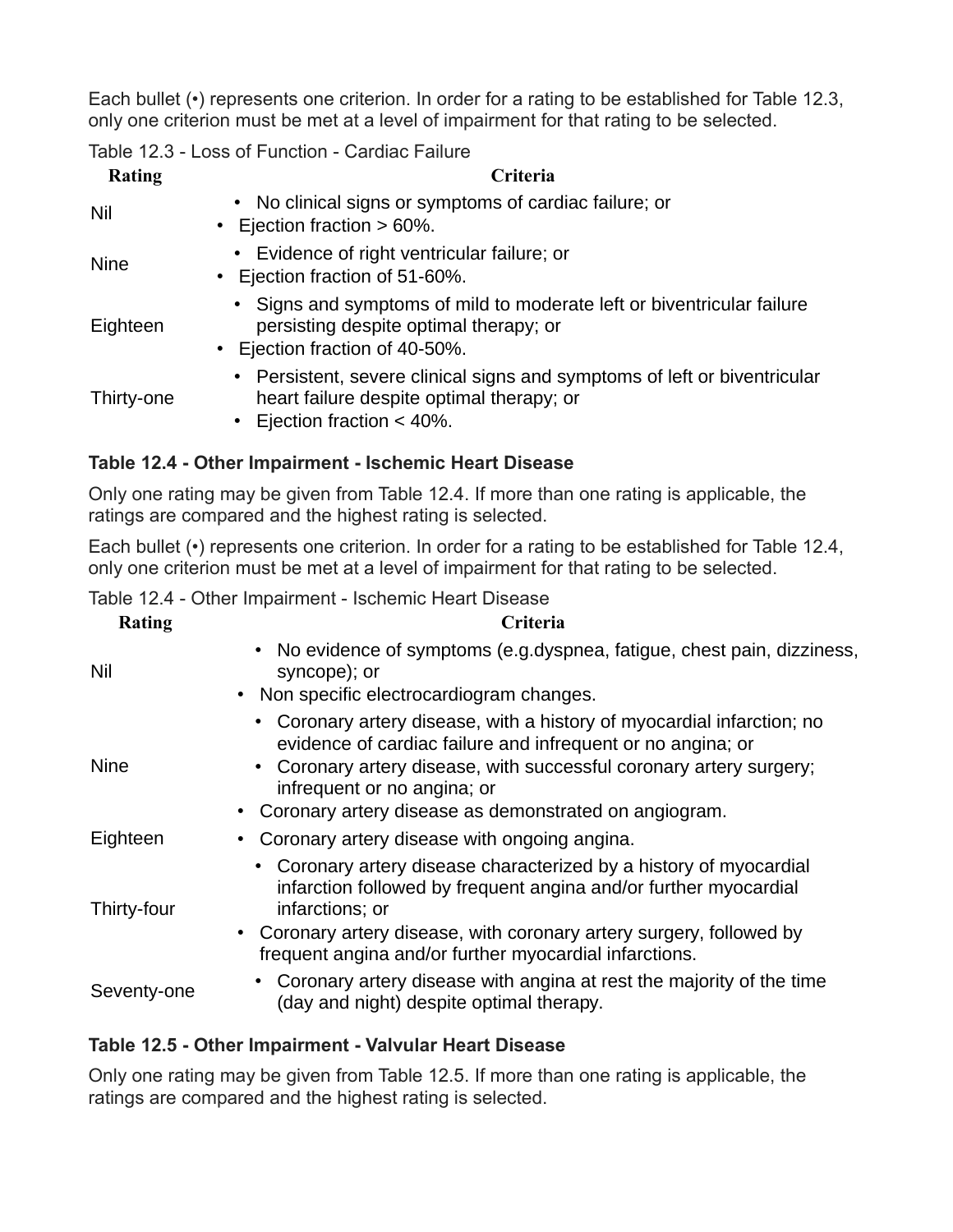Each bullet (•) represents one criterion. In order for a rating to be established for Table 12.3, only one criterion must be met at a level of impairment for that rating to be selected.

Table 12.3 - Loss of Function - Cardiac Failure

| Rating | Criteria |
| --- | --- |
| Nil | • No clinical signs or symptoms of cardiac failure; or<br>• Ejection fraction > 60%. |
| Nine | • Evidence of right ventricular failure; or<br>• Ejection fraction of 51-60%. |
| Eighteen | • Signs and symptoms of mild to moderate left or biventricular failure persisting despite optimal therapy; or<br>• Ejection fraction of 40-50%. |
| Thirty-one | • Persistent, severe clinical signs and symptoms of left or biventricular heart failure despite optimal therapy; or<br>• Ejection fraction < 40%. |

### Table 12.4 - Other Impairment - Ischemic Heart Disease

Only one rating may be given from Table 12.4. If more than one rating is applicable, the ratings are compared and the highest rating is selected.

Each bullet (•) represents one criterion. In order for a rating to be established for Table 12.4, only one criterion must be met at a level of impairment for that rating to be selected.

Table 12.4 - Other Impairment - Ischemic Heart Disease

| Rating | Criteria |
| --- | --- |
| Nil | • No evidence of symptoms (e.g.dyspnea, fatigue, chest pain, dizziness, syncope); or<br>• Non specific electrocardiogram changes. |
| Nine | • Coronary artery disease, with a history of myocardial infarction; no evidence of cardiac failure and infrequent or no angina; or<br>• Coronary artery disease, with successful coronary artery surgery; infrequent or no angina; or<br>• Coronary artery disease as demonstrated on angiogram. |
| Eighteen | • Coronary artery disease with ongoing angina. |
| Thirty-four | • Coronary artery disease characterized by a history of myocardial infarction followed by frequent angina and/or further myocardial infarctions; or<br>• Coronary artery disease, with coronary artery surgery, followed by frequent angina and/or further myocardial infarctions. |
| Seventy-one | • Coronary artery disease with angina at rest the majority of the time (day and night) despite optimal therapy. |

### Table 12.5 - Other Impairment - Valvular Heart Disease

Only one rating may be given from Table 12.5. If more than one rating is applicable, the ratings are compared and the highest rating is selected.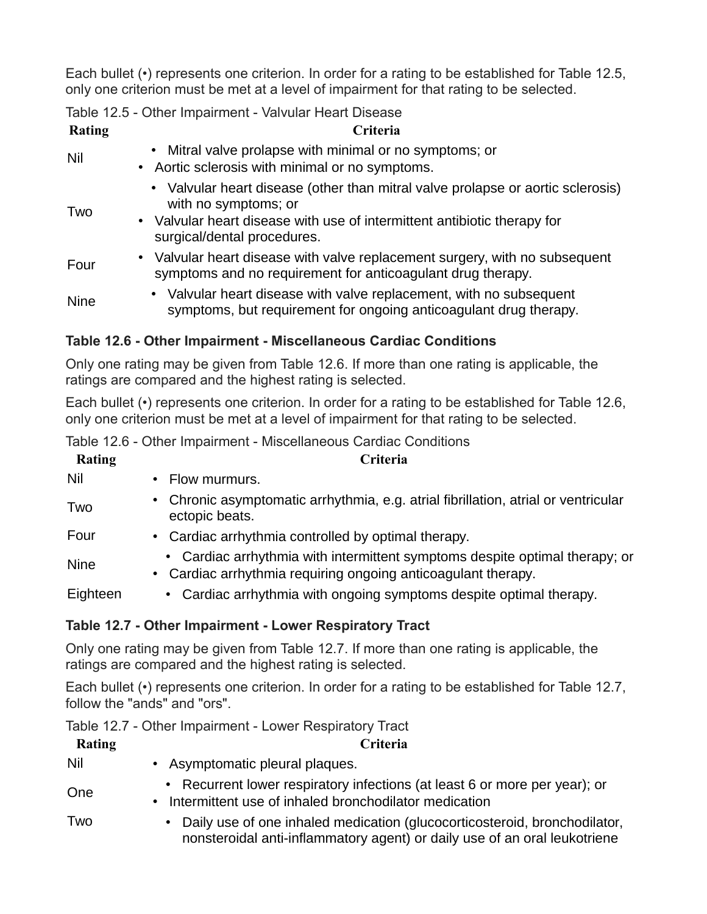Each bullet (•) represents one criterion. In order for a rating to be established for Table 12.5, only one criterion must be met at a level of impairment for that rating to be selected.

Table 12.5 - Other Impairment - Valvular Heart Disease

| Rating | Criteria |
| --- | --- |
| Nil | • Mitral valve prolapse with minimal or no symptoms; or<br>• Aortic sclerosis with minimal or no symptoms. |
| Two | • Valvular heart disease (other than mitral valve prolapse or aortic sclerosis) with no symptoms; or<br>• Valvular heart disease with use of intermittent antibiotic therapy for surgical/dental procedures. |
| Four | • Valvular heart disease with valve replacement surgery, with no subsequent symptoms and no requirement for anticoagulant drug therapy. |
| Nine | • Valvular heart disease with valve replacement, with no subsequent symptoms, but requirement for ongoing anticoagulant drug therapy. |

### Table 12.6 - Other Impairment - Miscellaneous Cardiac Conditions

Only one rating may be given from Table 12.6. If more than one rating is applicable, the ratings are compared and the highest rating is selected.

Each bullet (•) represents one criterion. In order for a rating to be established for Table 12.6, only one criterion must be met at a level of impairment for that rating to be selected.

Table 12.6 - Other Impairment - Miscellaneous Cardiac Conditions

| Rating | Criteria |
| --- | --- |
| Nil | • Flow murmurs. |
| Two | • Chronic asymptomatic arrhythmia, e.g. atrial fibrillation, atrial or ventricular ectopic beats. |
| Four | • Cardiac arrhythmia controlled by optimal therapy. |
| Nine | • Cardiac arrhythmia with intermittent symptoms despite optimal therapy; or<br>• Cardiac arrhythmia requiring ongoing anticoagulant therapy. |
| Eighteen | • Cardiac arrhythmia with ongoing symptoms despite optimal therapy. |

### Table 12.7 - Other Impairment - Lower Respiratory Tract

Only one rating may be given from Table 12.7. If more than one rating is applicable, the ratings are compared and the highest rating is selected.

Each bullet (•) represents one criterion. In order for a rating to be established for Table 12.7, follow the "ands" and "ors".

Table 12.7 - Other Impairment - Lower Respiratory Tract

| Rating | Criteria |
| --- | --- |
| Nil | • Asymptomatic pleural plaques. |
| One | • Recurrent lower respiratory infections (at least 6 or more per year); or<br>• Intermittent use of inhaled bronchodilator medication |
| Two | • Daily use of one inhaled medication (glucocorticosteroid, bronchodilator, nonsteroidal anti-inflammatory agent) or daily use of an oral leukotriene |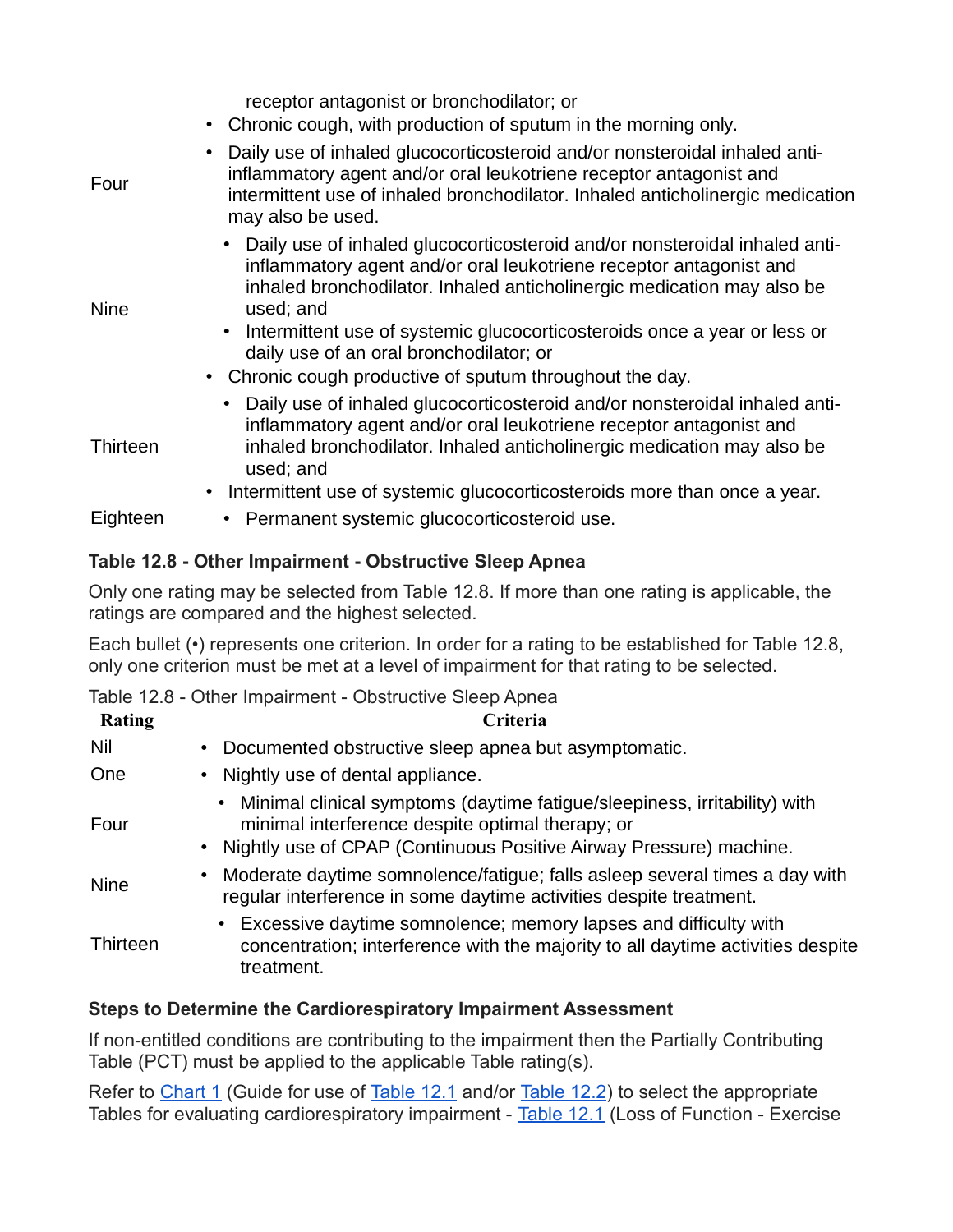| | |
|---|---|
| | receptor antagonist or bronchodilator; or<br>• Chronic cough, with production of sputum in the morning only. |
| Four | • Daily use of inhaled glucocorticosteroid and/or nonsteroidal inhaled anti-inflammatory agent and/or oral leukotriene receptor antagonist and intermittent use of inhaled bronchodilator. Inhaled anticholinergic medication may also be used. |
| Nine | • Daily use of inhaled glucocorticosteroid and/or nonsteroidal inhaled anti-inflammatory agent and/or oral leukotriene receptor antagonist and inhaled bronchodilator. Inhaled anticholinergic medication may also be used; and<br>• Intermittent use of systemic glucocorticosteroids once a year or less or daily use of an oral bronchodilator; or<br>• Chronic cough productive of sputum throughout the day. |
| Thirteen | • Daily use of inhaled glucocorticosteroid and/or nonsteroidal inhaled anti-inflammatory agent and/or oral leukotriene receptor antagonist and inhaled bronchodilator. Inhaled anticholinergic medication may also be used; and<br>• Intermittent use of systemic glucocorticosteroids more than once a year. |
| Eighteen | • Permanent systemic glucocorticosteroid use. |

### Table 12.8 - Other Impairment - Obstructive Sleep Apnea

Only one rating may be selected from Table 12.8. If more than one rating is applicable, the ratings are compared and the highest selected.

Each bullet (•) represents one criterion. In order for a rating to be established for Table 12.8, only one criterion must be met at a level of impairment for that rating to be selected.

Table 12.8 - Other Impairment - Obstructive Sleep Apnea

| Rating | Criteria |
|---|---|
| Nil | • Documented obstructive sleep apnea but asymptomatic. |
| One | • Nightly use of dental appliance. |
| Four | • Minimal clinical symptoms (daytime fatigue/sleepiness, irritability) with minimal interference despite optimal therapy; or<br>• Nightly use of CPAP (Continuous Positive Airway Pressure) machine. |
| Nine | • Moderate daytime somnolence/fatigue; falls asleep several times a day with regular interference in some daytime activities despite treatment. |
| Thirteen | • Excessive daytime somnolence; memory lapses and difficulty with concentration; interference with the majority to all daytime activities despite treatment. |

### Steps to Determine the Cardiorespiratory Impairment Assessment

If non-entitled conditions are contributing to the impairment then the Partially Contributing Table (PCT) must be applied to the applicable Table rating(s).

Refer to Chart 1 (Guide for use of Table 12.1 and/or Table 12.2) to select the appropriate Tables for evaluating cardiorespiratory impairment - Table 12.1 (Loss of Function - Exercise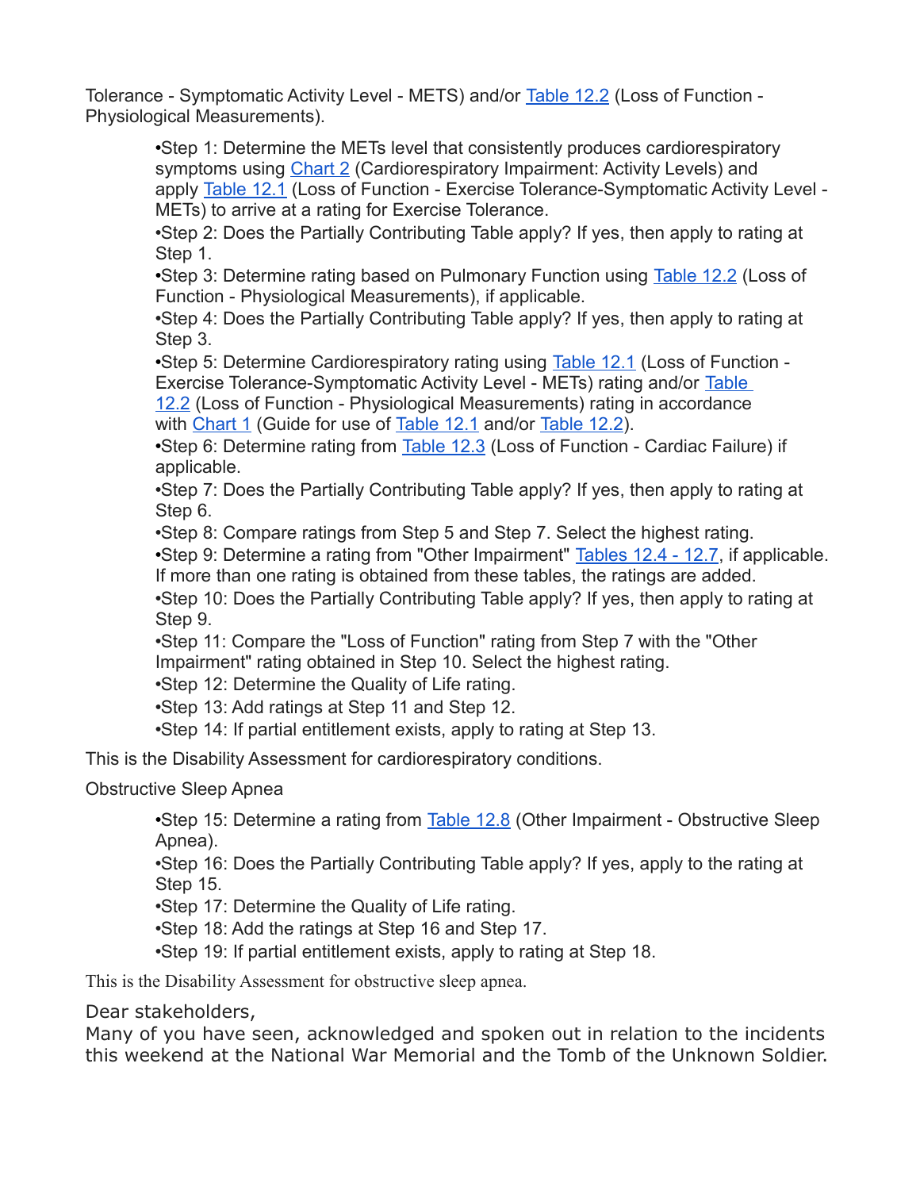Tolerance - Symptomatic Activity Level - METS) and/or Table 12.2 (Loss of Function - Physiological Measurements).

- •Step 1: Determine the METs level that consistently produces cardiorespiratory symptoms using Chart 2 (Cardiorespiratory Impairment: Activity Levels) and apply Table 12.1 (Loss of Function - Exercise Tolerance-Symptomatic Activity Level - METs) to arrive at a rating for Exercise Tolerance.
- •Step 2: Does the Partially Contributing Table apply? If yes, then apply to rating at Step 1.
- •Step 3: Determine rating based on Pulmonary Function using Table 12.2 (Loss of Function - Physiological Measurements), if applicable.
- •Step 4: Does the Partially Contributing Table apply? If yes, then apply to rating at Step 3.
- •Step 5: Determine Cardiorespiratory rating using Table 12.1 (Loss of Function - Exercise Tolerance-Symptomatic Activity Level - METs) rating and/or Table 12.2 (Loss of Function - Physiological Measurements) rating in accordance with Chart 1 (Guide for use of Table 12.1 and/or Table 12.2).
- •Step 6: Determine rating from Table 12.3 (Loss of Function - Cardiac Failure) if applicable.
- •Step 7: Does the Partially Contributing Table apply? If yes, then apply to rating at Step 6.
- •Step 8: Compare ratings from Step 5 and Step 7. Select the highest rating.
- •Step 9: Determine a rating from "Other Impairment" Tables 12.4 - 12.7, if applicable. If more than one rating is obtained from these tables, the ratings are added.
- •Step 10: Does the Partially Contributing Table apply? If yes, then apply to rating at Step 9.
- •Step 11: Compare the "Loss of Function" rating from Step 7 with the "Other Impairment" rating obtained in Step 10. Select the highest rating.
- •Step 12: Determine the Quality of Life rating.
- •Step 13: Add ratings at Step 11 and Step 12.
- •Step 14: If partial entitlement exists, apply to rating at Step 13.

This is the Disability Assessment for cardiorespiratory conditions.

Obstructive Sleep Apnea

- •Step 15: Determine a rating from Table 12.8 (Other Impairment - Obstructive Sleep Apnea).
- •Step 16: Does the Partially Contributing Table apply? If yes, apply to the rating at Step 15.
- •Step 17: Determine the Quality of Life rating.
- •Step 18: Add the ratings at Step 16 and Step 17.
- •Step 19: If partial entitlement exists, apply to rating at Step 18.

This is the Disability Assessment for obstructive sleep apnea.

Dear stakeholders,
Many of you have seen, acknowledged and spoken out in relation to the incidents this weekend at the National War Memorial and the Tomb of the Unknown Soldier.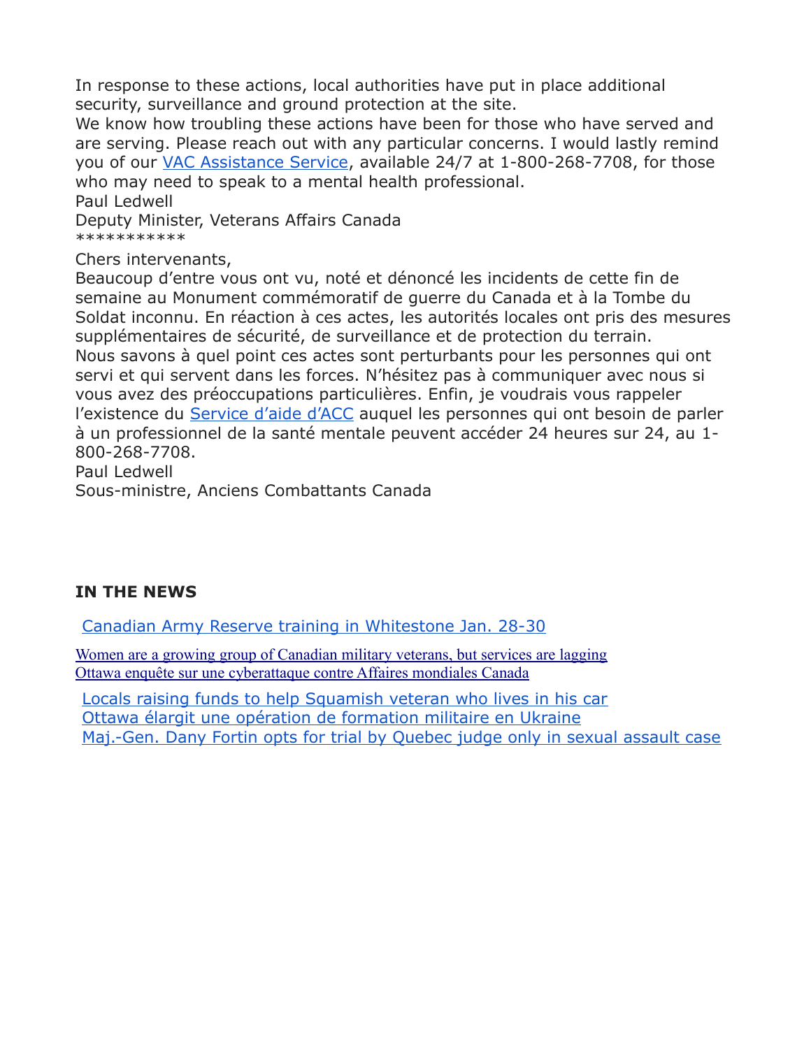In response to these actions, local authorities have put in place additional security, surveillance and ground protection at the site.

We know how troubling these actions have been for those who have served and are serving. Please reach out with any particular concerns. I would lastly remind you of our VAC Assistance Service, available 24/7 at 1-800-268-7708, for those who may need to speak to a mental health professional.

Paul Ledwell

Deputy Minister, Veterans Affairs Canada

***********

Chers intervenants,

Beaucoup d'entre vous ont vu, noté et dénoncé les incidents de cette fin de semaine au Monument commémoratif de guerre du Canada et à la Tombe du Soldat inconnu. En réaction à ces actes, les autorités locales ont pris des mesures supplémentaires de sécurité, de surveillance et de protection du terrain.

Nous savons à quel point ces actes sont perturbants pour les personnes qui ont servi et qui servent dans les forces. N'hésitez pas à communiquer avec nous si vous avez des préoccupations particulières. Enfin, je voudrais vous rappeler l'existence du Service d'aide d'ACC auquel les personnes qui ont besoin de parler à un professionnel de la santé mentale peuvent accéder 24 heures sur 24, au 1-800-268-7708.

Paul Ledwell

Sous-ministre, Anciens Combattants Canada

**IN THE NEWS**

Canadian Army Reserve training in Whitestone Jan. 28-30

Women are a growing group of Canadian military veterans, but services are lagging

Ottawa enquête sur une cyberattaque contre Affaires mondiales Canada

Locals raising funds to help Squamish veteran who lives in his car

Ottawa élargit une opération de formation militaire en Ukraine

Maj.-Gen. Dany Fortin opts for trial by Quebec judge only in sexual assault case